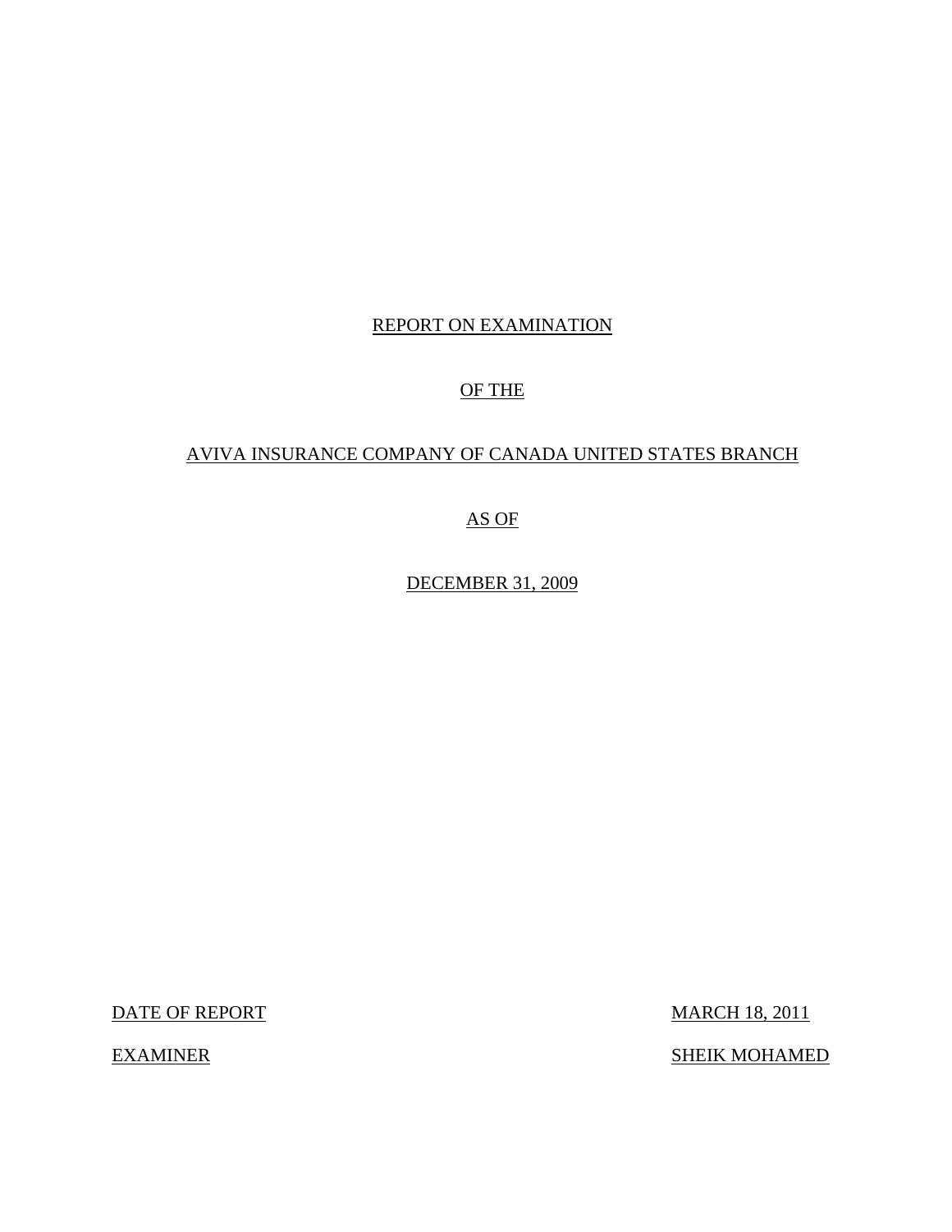# REPORT ON EXAMINATION

# OF THE

# AVIVA INSURANCE COMPANY OF CANADA UNITED STATES BRANCH

# AS OF

# DECEMBER 31, 2009

| | |
|---|---|
| DATE OF REPORT | MARCH 18, 2011 |
| EXAMINER | SHEIK MOHAMED |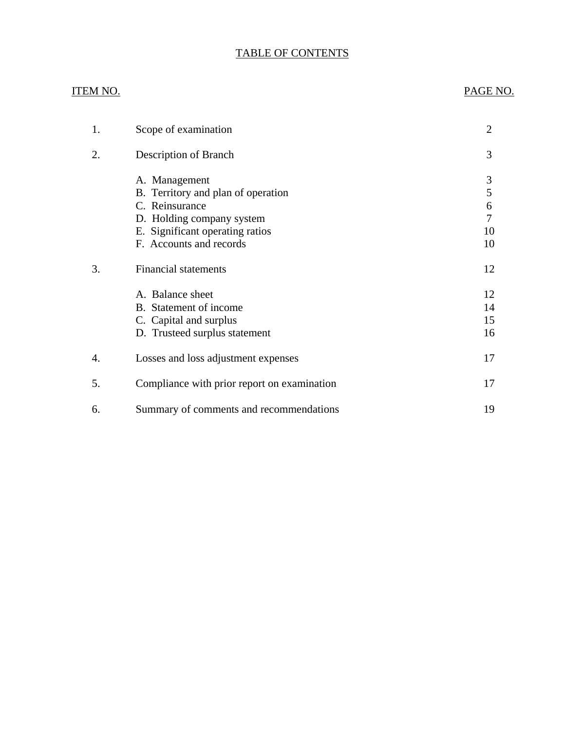# TABLE OF CONTENTS

| ITEM NO. | | PAGE NO. |
|---|---|---|
| 1. | Scope of examination | 2 |
| 2. | Description of Branch | 3 |
| | A. Management | 3 |
| | B. Territory and plan of operation | 5 |
| | C. Reinsurance | 6 |
| | D. Holding company system | 7 |
| | E. Significant operating ratios | 10 |
| | F. Accounts and records | 10 |
| 3. | Financial statements | 12 |
| | A. Balance sheet | 12 |
| | B. Statement of income | 14 |
| | C. Capital and surplus | 15 |
| | D. Trusteed surplus statement | 16 |
| 4. | Losses and loss adjustment expenses | 17 |
| 5. | Compliance with prior report on examination | 17 |
| 6. | Summary of comments and recommendations | 19 |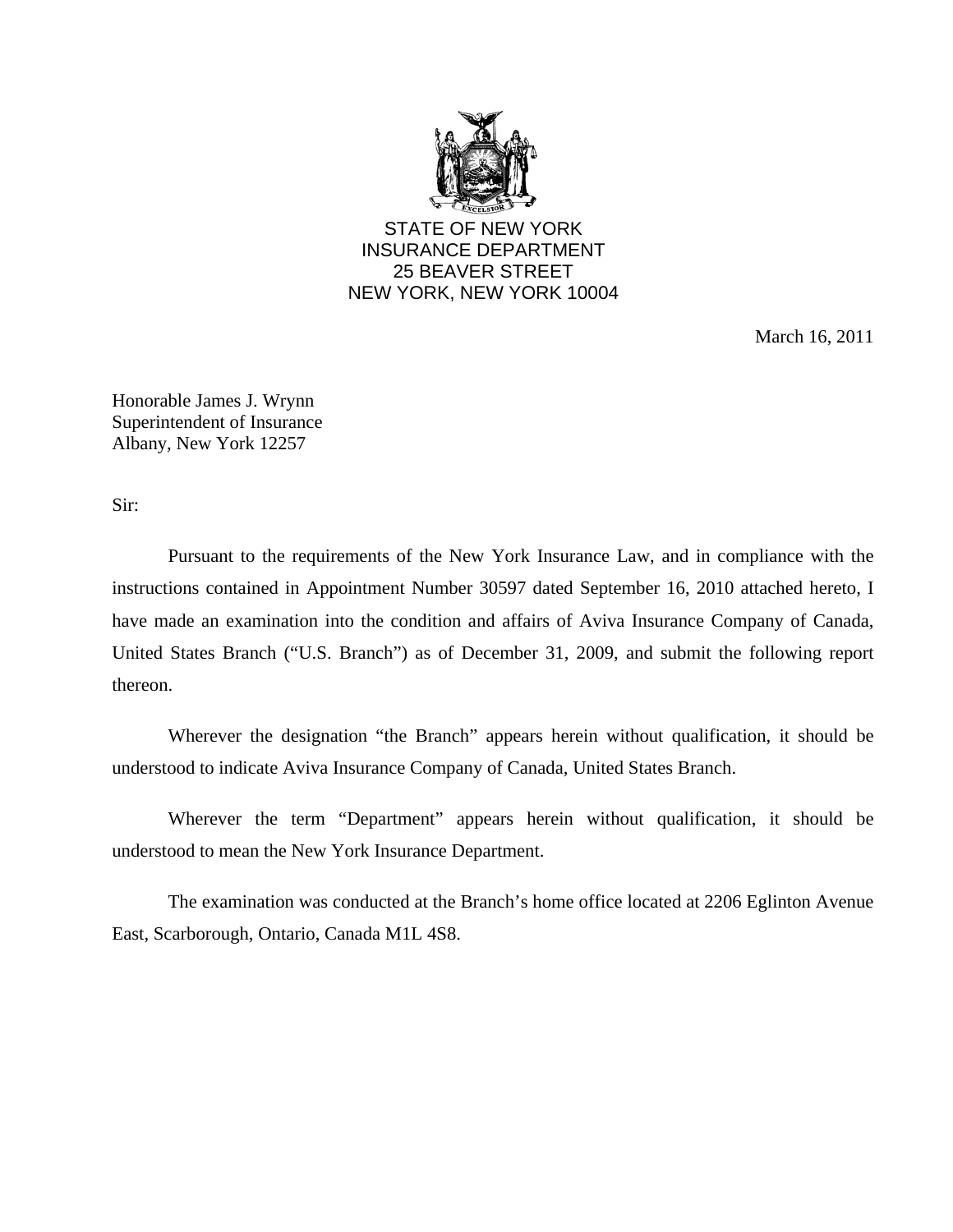STATE OF NEW YORK
INSURANCE DEPARTMENT
25 BEAVER STREET
NEW YORK, NEW YORK 10004

March 16, 2011

Honorable James J. Wrynn
Superintendent of Insurance
Albany, New York 12257

Sir:

Pursuant to the requirements of the New York Insurance Law, and in compliance with the instructions contained in Appointment Number 30597 dated September 16, 2010 attached hereto, I have made an examination into the condition and affairs of Aviva Insurance Company of Canada, United States Branch ("U.S. Branch") as of December 31, 2009, and submit the following report thereon.

Wherever the designation "the Branch" appears herein without qualification, it should be understood to indicate Aviva Insurance Company of Canada, United States Branch.

Wherever the term "Department" appears herein without qualification, it should be understood to mean the New York Insurance Department.

The examination was conducted at the Branch's home office located at 2206 Eglinton Avenue East, Scarborough, Ontario, Canada M1L 4S8.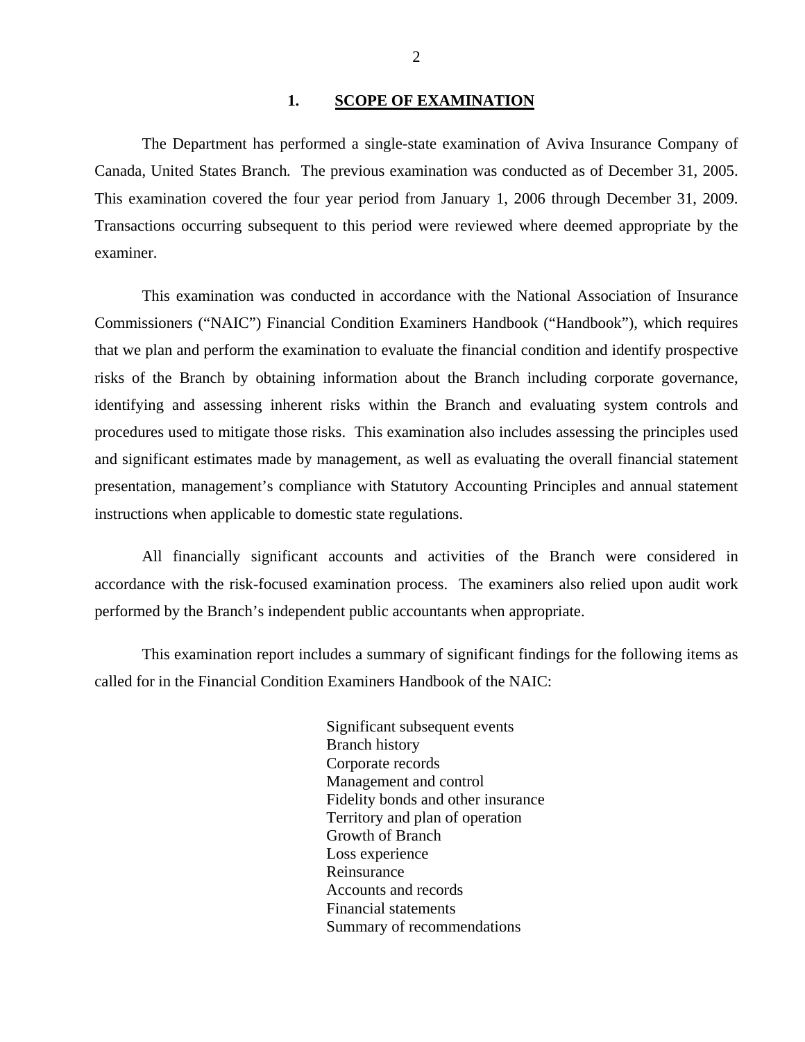## 1. SCOPE OF EXAMINATION

The Department has performed a single-state examination of Aviva Insurance Company of Canada, United States Branch*.* The previous examination was conducted as of December 31, 2005. This examination covered the four year period from January 1, 2006 through December 31, 2009. Transactions occurring subsequent to this period were reviewed where deemed appropriate by the examiner.

This examination was conducted in accordance with the National Association of Insurance Commissioners ("NAIC") Financial Condition Examiners Handbook ("Handbook"), which requires that we plan and perform the examination to evaluate the financial condition and identify prospective risks of the Branch by obtaining information about the Branch including corporate governance, identifying and assessing inherent risks within the Branch and evaluating system controls and procedures used to mitigate those risks. This examination also includes assessing the principles used and significant estimates made by management, as well as evaluating the overall financial statement presentation, management's compliance with Statutory Accounting Principles and annual statement instructions when applicable to domestic state regulations.

All financially significant accounts and activities of the Branch were considered in accordance with the risk-focused examination process. The examiners also relied upon audit work performed by the Branch's independent public accountants when appropriate.

This examination report includes a summary of significant findings for the following items as called for in the Financial Condition Examiners Handbook of the NAIC:

- Significant subsequent events
- Branch history
- Corporate records
- Management and control
- Fidelity bonds and other insurance
- Territory and plan of operation
- Growth of Branch
- Loss experience
- Reinsurance
- Accounts and records
- Financial statements
- Summary of recommendations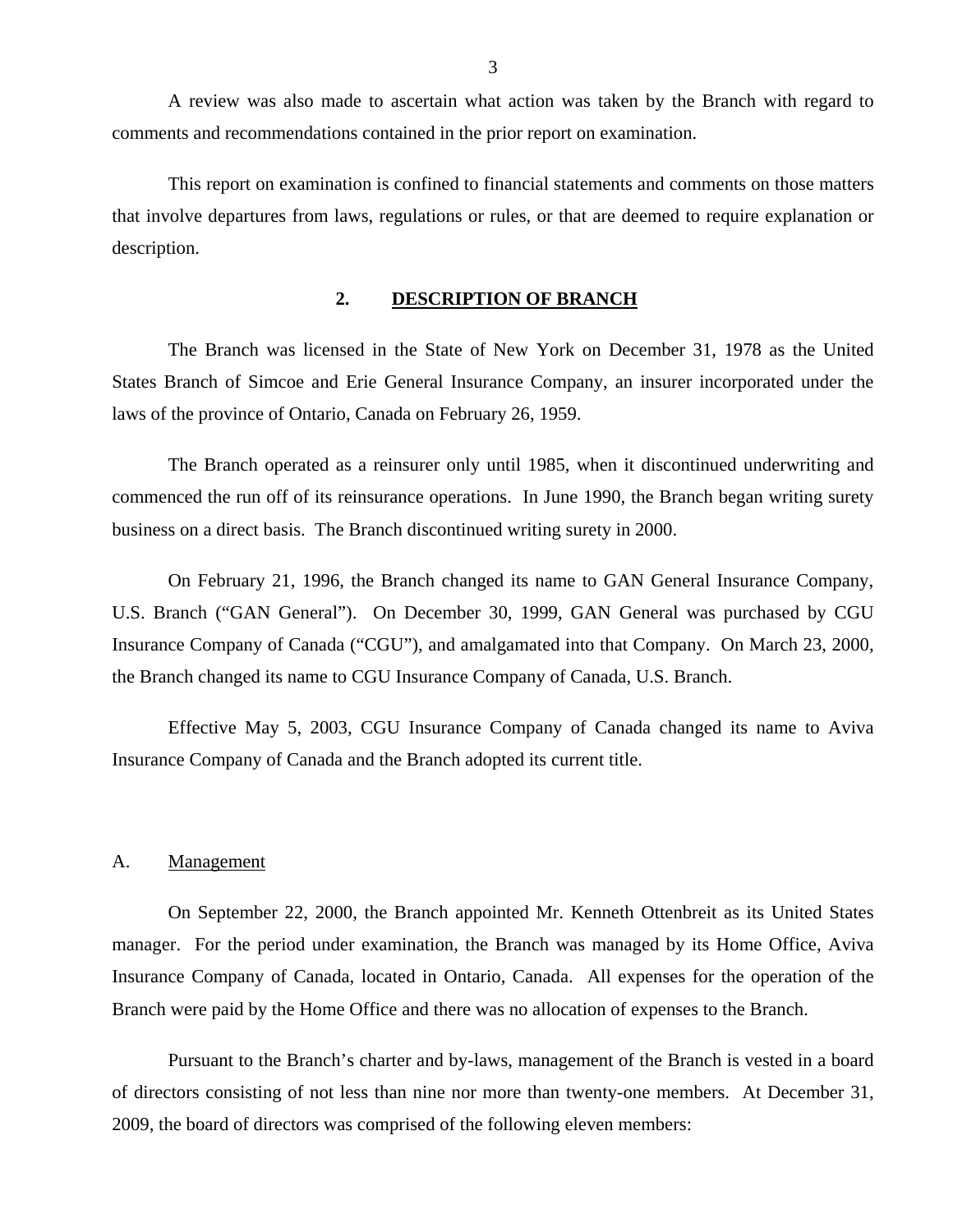A review was also made to ascertain what action was taken by the Branch with regard to comments and recommendations contained in the prior report on examination.

This report on examination is confined to financial statements and comments on those matters that involve departures from laws, regulations or rules, or that are deemed to require explanation or description.

## 2. DESCRIPTION OF BRANCH

The Branch was licensed in the State of New York on December 31, 1978 as the United States Branch of Simcoe and Erie General Insurance Company, an insurer incorporated under the laws of the province of Ontario, Canada on February 26, 1959.

The Branch operated as a reinsurer only until 1985, when it discontinued underwriting and commenced the run off of its reinsurance operations. In June 1990, the Branch began writing surety business on a direct basis. The Branch discontinued writing surety in 2000.

On February 21, 1996, the Branch changed its name to GAN General Insurance Company, U.S. Branch ("GAN General"). On December 30, 1999, GAN General was purchased by CGU Insurance Company of Canada ("CGU"), and amalgamated into that Company. On March 23, 2000, the Branch changed its name to CGU Insurance Company of Canada, U.S. Branch.

Effective May 5, 2003, CGU Insurance Company of Canada changed its name to Aviva Insurance Company of Canada and the Branch adopted its current title.

### A. Management

On September 22, 2000, the Branch appointed Mr. Kenneth Ottenbreit as its United States manager. For the period under examination, the Branch was managed by its Home Office, Aviva Insurance Company of Canada, located in Ontario, Canada. All expenses for the operation of the Branch were paid by the Home Office and there was no allocation of expenses to the Branch.

Pursuant to the Branch's charter and by-laws, management of the Branch is vested in a board of directors consisting of not less than nine nor more than twenty-one members. At December 31, 2009, the board of directors was comprised of the following eleven members: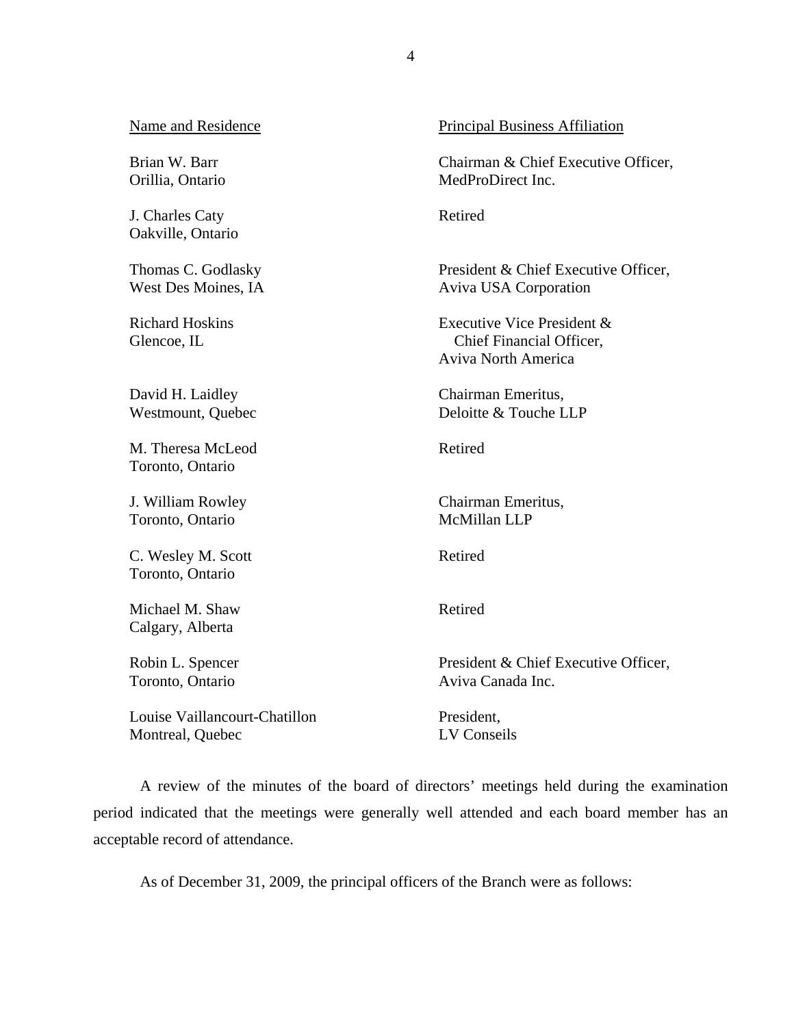| Name and Residence | Principal Business Affiliation |
| --- | --- |
| Brian W. Barr<br>Orillia, Ontario | Chairman & Chief Executive Officer,<br>MedProDirect Inc. |
| J. Charles Caty<br>Oakville, Ontario | Retired |
| Thomas C. Godlasky<br>West Des Moines, IA | President & Chief Executive Officer,<br>Aviva USA Corporation |
| Richard Hoskins<br>Glencoe, IL | Executive Vice President &<br>Chief Financial Officer,<br>Aviva North America |
| David H. Laidley<br>Westmount, Quebec | Chairman Emeritus,<br>Deloitte & Touche LLP |
| M. Theresa McLeod<br>Toronto, Ontario | Retired |
| J. William Rowley<br>Toronto, Ontario | Chairman Emeritus,<br>McMillan LLP |
| C. Wesley M. Scott<br>Toronto, Ontario | Retired |
| Michael M. Shaw<br>Calgary, Alberta | Retired |
| Robin L. Spencer<br>Toronto, Ontario | President & Chief Executive Officer,<br>Aviva Canada Inc. |
| Louise Vaillancourt-Chatillon<br>Montreal, Quebec | President,<br>LV Conseils |

A review of the minutes of the board of directors' meetings held during the examination period indicated that the meetings were generally well attended and each board member has an acceptable record of attendance.

As of December 31, 2009, the principal officers of the Branch were as follows: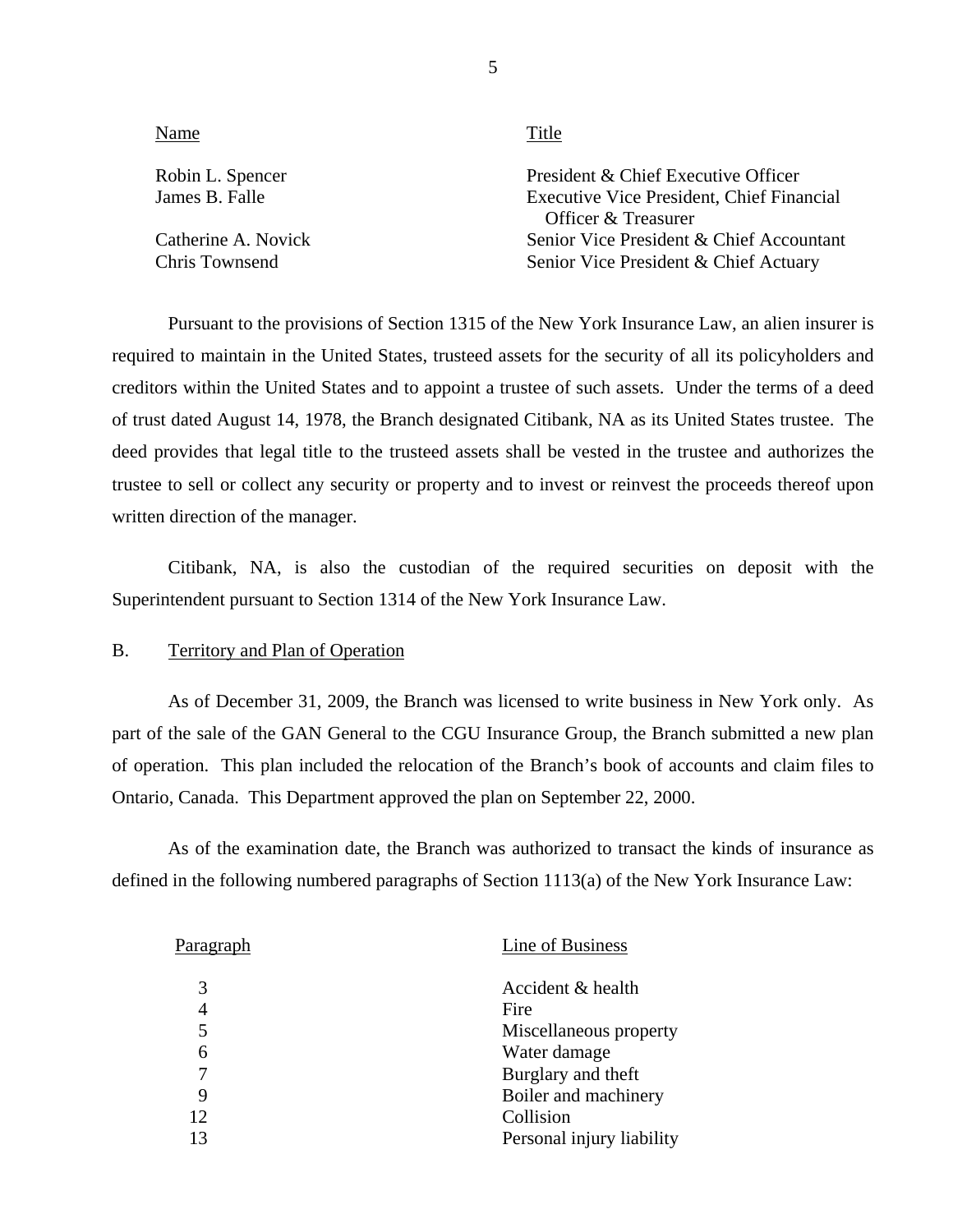| Name | Title |
|---|---|
| Robin L. Spencer | President & Chief Executive Officer |
| James B. Falle | Executive Vice President, Chief Financial Officer & Treasurer |
| Catherine A. Novick | Senior Vice President & Chief Accountant |
| Chris Townsend | Senior Vice President & Chief Actuary |

Pursuant to the provisions of Section 1315 of the New York Insurance Law, an alien insurer is required to maintain in the United States, trusteed assets for the security of all its policyholders and creditors within the United States and to appoint a trustee of such assets. Under the terms of a deed of trust dated August 14, 1978, the Branch designated Citibank, NA as its United States trustee. The deed provides that legal title to the trusteed assets shall be vested in the trustee and authorizes the trustee to sell or collect any security or property and to invest or reinvest the proceeds thereof upon written direction of the manager.

Citibank, NA, is also the custodian of the required securities on deposit with the Superintendent pursuant to Section 1314 of the New York Insurance Law.

## B. Territory and Plan of Operation

As of December 31, 2009, the Branch was licensed to write business in New York only. As part of the sale of the GAN General to the CGU Insurance Group, the Branch submitted a new plan of operation. This plan included the relocation of the Branch's book of accounts and claim files to Ontario, Canada. This Department approved the plan on September 22, 2000.

As of the examination date, the Branch was authorized to transact the kinds of insurance as defined in the following numbered paragraphs of Section 1113(a) of the New York Insurance Law:

| Paragraph | Line of Business |
|---|---|
| 3 | Accident & health |
| 4 | Fire |
| 5 | Miscellaneous property |
| 6 | Water damage |
| 7 | Burglary and theft |
| 9 | Boiler and machinery |
| 12 | Collision |
| 13 | Personal injury liability |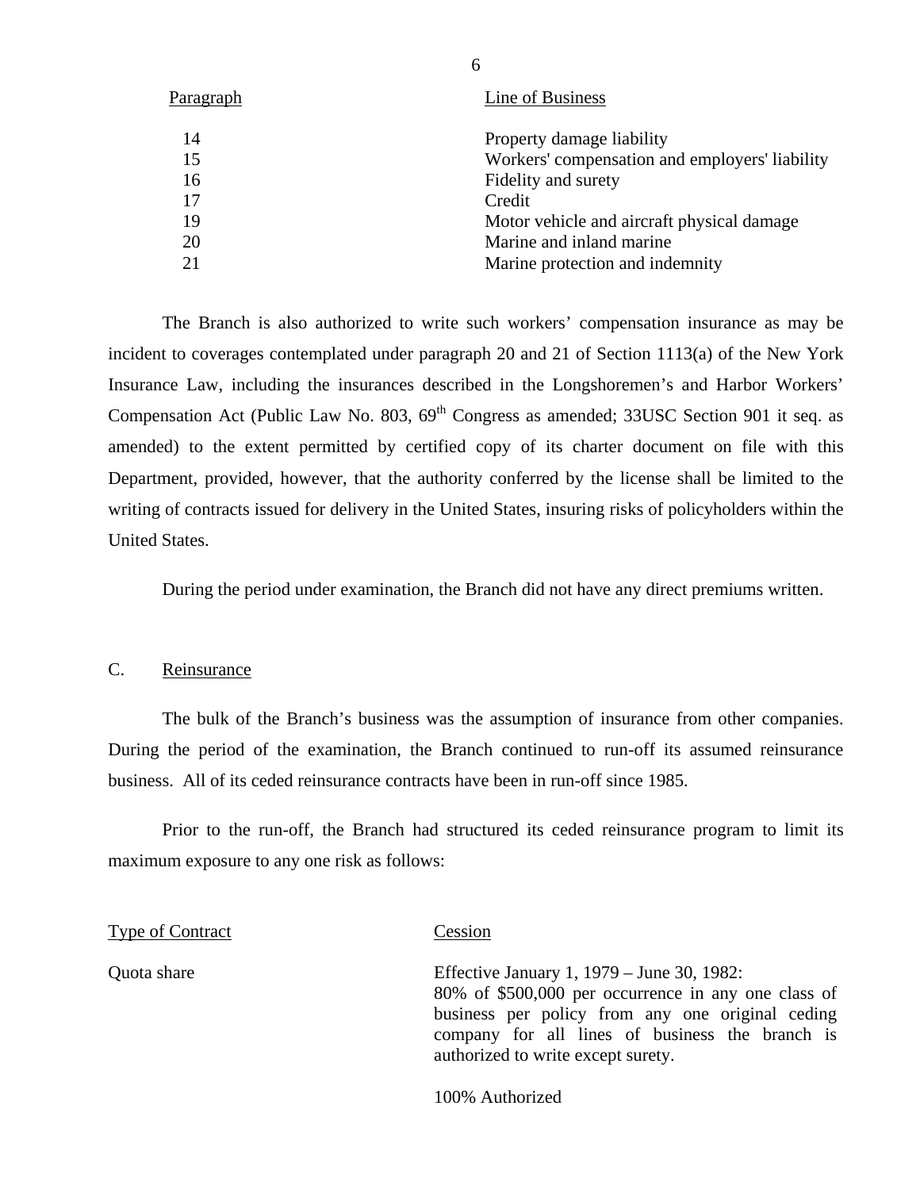| Paragraph | Line of Business |
|---|---|
| 14 | Property damage liability |
| 15 | Workers' compensation and employers' liability |
| 16 | Fidelity and surety |
| 17 | Credit |
| 19 | Motor vehicle and aircraft physical damage |
| 20 | Marine and inland marine |
| 21 | Marine protection and indemnity |

The Branch is also authorized to write such workers' compensation insurance as may be incident to coverages contemplated under paragraph 20 and 21 of Section 1113(a) of the New York Insurance Law, including the insurances described in the Longshoremen's and Harbor Workers' Compensation Act (Public Law No. 803, 69th Congress as amended; 33USC Section 901 it seq. as amended) to the extent permitted by certified copy of its charter document on file with this Department, provided, however, that the authority conferred by the license shall be limited to the writing of contracts issued for delivery in the United States, insuring risks of policyholders within the United States.

During the period under examination, the Branch did not have any direct premiums written.

## C. Reinsurance

The bulk of the Branch's business was the assumption of insurance from other companies. During the period of the examination, the Branch continued to run-off its assumed reinsurance business. All of its ceded reinsurance contracts have been in run-off since 1985.

Prior to the run-off, the Branch had structured its ceded reinsurance program to limit its maximum exposure to any one risk as follows:

| Type of Contract | Cession |
|---|---|
| Quota share | Effective January 1, 1979 – June 30, 1982: 80% of $500,000 per occurrence in any one class of business per policy from any one original ceding company for all lines of business the branch is authorized to write except surety. |
| | 100% Authorized |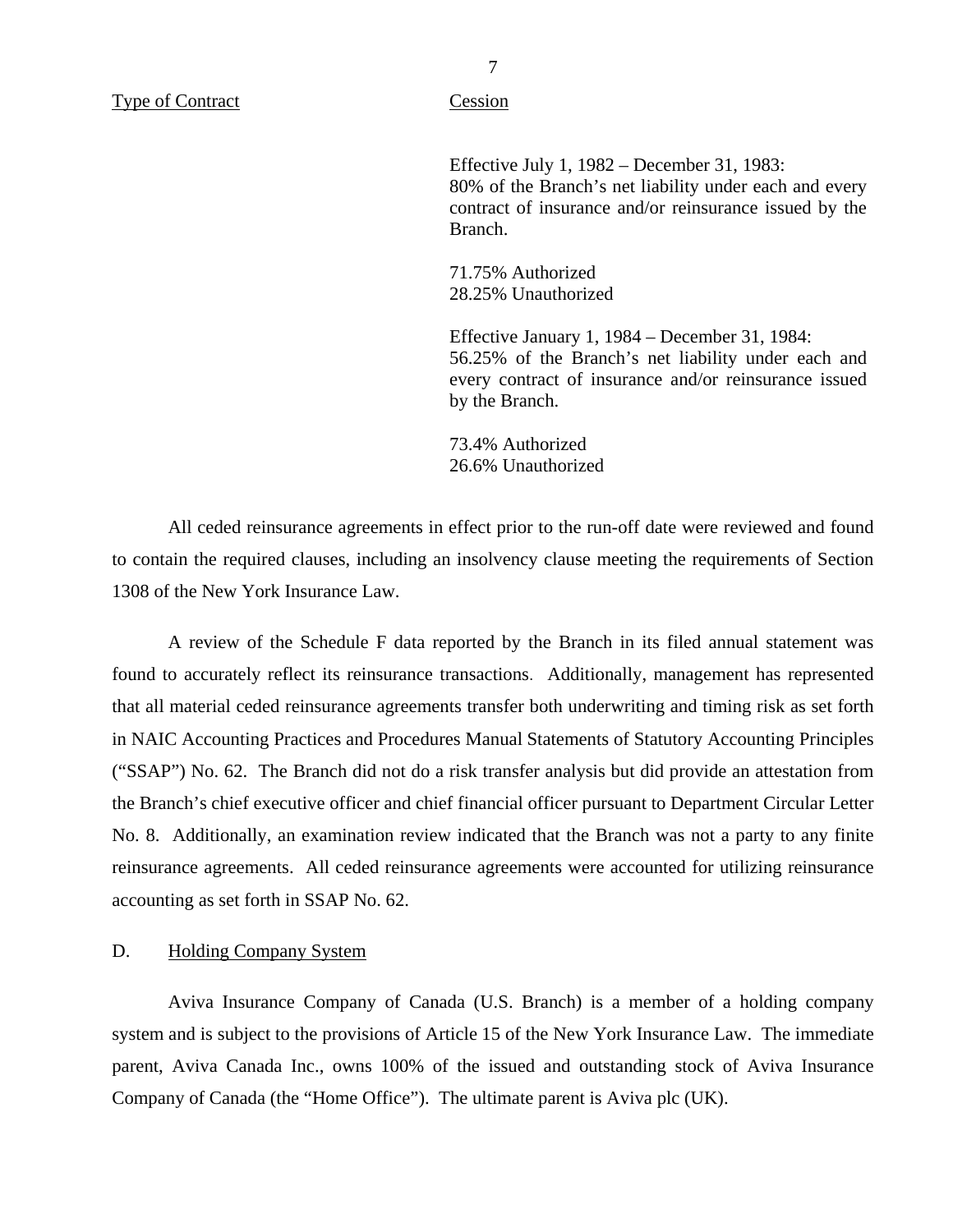| Type of Contract | Cession |
|---|---|
| | Effective July 1, 1982 – December 31, 1983: 80% of the Branch's net liability under each and every contract of insurance and/or reinsurance issued by the Branch.<br><br>71.75% Authorized<br>28.25% Unauthorized<br><br>Effective January 1, 1984 – December 31, 1984: 56.25% of the Branch's net liability under each and every contract of insurance and/or reinsurance issued by the Branch.<br><br>73.4% Authorized<br>26.6% Unauthorized |

All ceded reinsurance agreements in effect prior to the run-off date were reviewed and found to contain the required clauses, including an insolvency clause meeting the requirements of Section 1308 of the New York Insurance Law.

A review of the Schedule F data reported by the Branch in its filed annual statement was found to accurately reflect its reinsurance transactions. Additionally, management has represented that all material ceded reinsurance agreements transfer both underwriting and timing risk as set forth in NAIC Accounting Practices and Procedures Manual Statements of Statutory Accounting Principles ("SSAP") No. 62. The Branch did not do a risk transfer analysis but did provide an attestation from the Branch's chief executive officer and chief financial officer pursuant to Department Circular Letter No. 8. Additionally, an examination review indicated that the Branch was not a party to any finite reinsurance agreements. All ceded reinsurance agreements were accounted for utilizing reinsurance accounting as set forth in SSAP No. 62.

## D. Holding Company System

Aviva Insurance Company of Canada (U.S. Branch) is a member of a holding company system and is subject to the provisions of Article 15 of the New York Insurance Law. The immediate parent, Aviva Canada Inc., owns 100% of the issued and outstanding stock of Aviva Insurance Company of Canada (the "Home Office"). The ultimate parent is Aviva plc (UK).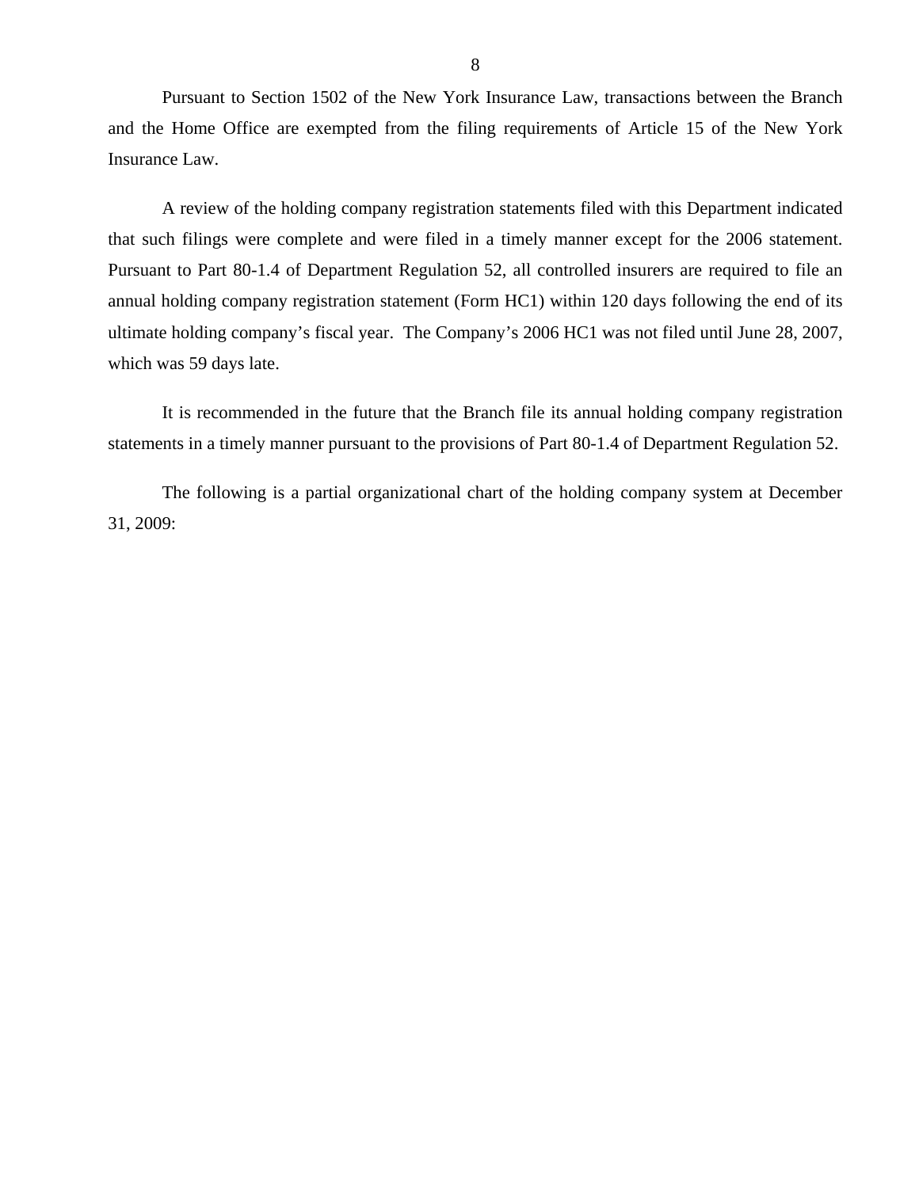Pursuant to Section 1502 of the New York Insurance Law, transactions between the Branch and the Home Office are exempted from the filing requirements of Article 15 of the New York Insurance Law.

A review of the holding company registration statements filed with this Department indicated that such filings were complete and were filed in a timely manner except for the 2006 statement. Pursuant to Part 80-1.4 of Department Regulation 52, all controlled insurers are required to file an annual holding company registration statement (Form HC1) within 120 days following the end of its ultimate holding company's fiscal year. The Company's 2006 HC1 was not filed until June 28, 2007, which was 59 days late.

It is recommended in the future that the Branch file its annual holding company registration statements in a timely manner pursuant to the provisions of Part 80-1.4 of Department Regulation 52.

The following is a partial organizational chart of the holding company system at December 31, 2009: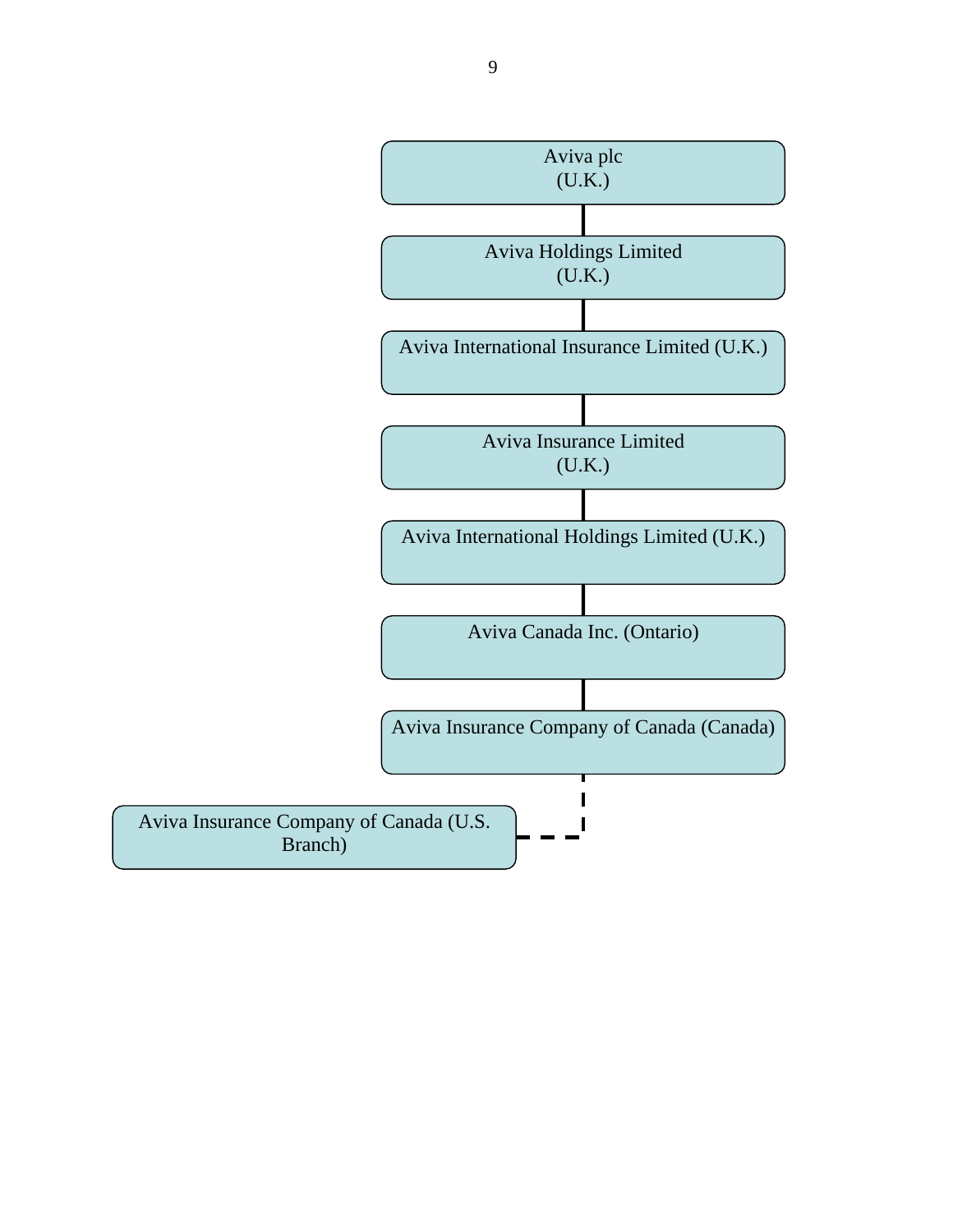Aviva plc
(U.K.)

Aviva Holdings Limited
(U.K.)

Aviva International Insurance Limited (U.K.)

Aviva Insurance Limited
(U.K.)

Aviva International Holdings Limited (U.K.)

Aviva Canada Inc. (Ontario)

Aviva Insurance Company of Canada (Canada)

Aviva Insurance Company of Canada (U.S. Branch)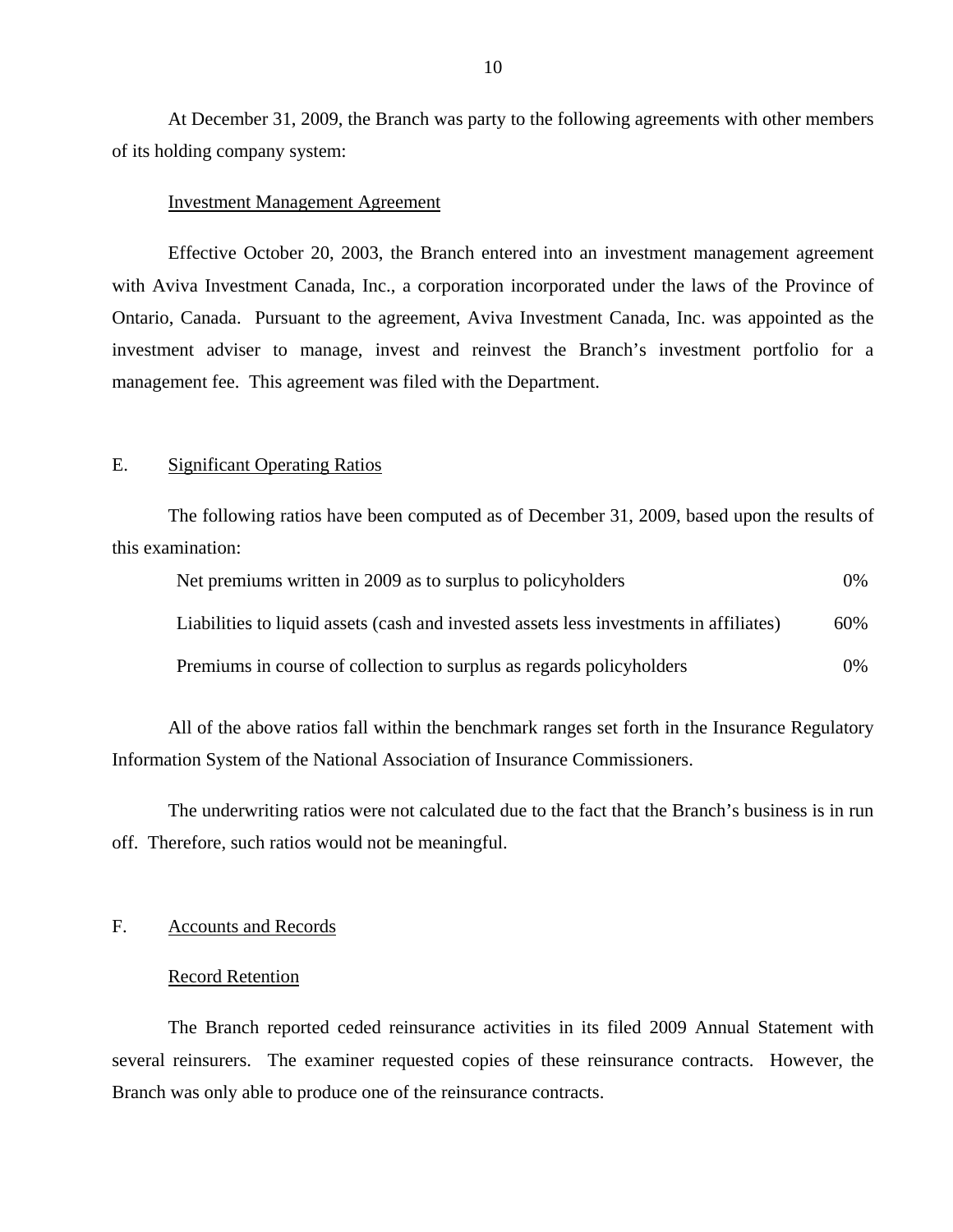At December 31, 2009, the Branch was party to the following agreements with other members of its holding company system:

Investment Management Agreement

Effective October 20, 2003, the Branch entered into an investment management agreement with Aviva Investment Canada, Inc., a corporation incorporated under the laws of the Province of Ontario, Canada. Pursuant to the agreement, Aviva Investment Canada, Inc. was appointed as the investment adviser to manage, invest and reinvest the Branch's investment portfolio for a management fee. This agreement was filed with the Department.

## E. Significant Operating Ratios

The following ratios have been computed as of December 31, 2009, based upon the results of this examination:

| | |
|---|---|
| Net premiums written in 2009 as to surplus to policyholders | 0% |
| Liabilities to liquid assets (cash and invested assets less investments in affiliates) | 60% |
| Premiums in course of collection to surplus as regards policyholders | 0% |

All of the above ratios fall within the benchmark ranges set forth in the Insurance Regulatory Information System of the National Association of Insurance Commissioners.

The underwriting ratios were not calculated due to the fact that the Branch's business is in run off. Therefore, such ratios would not be meaningful.

## F. Accounts and Records

Record Retention

The Branch reported ceded reinsurance activities in its filed 2009 Annual Statement with several reinsurers. The examiner requested copies of these reinsurance contracts. However, the Branch was only able to produce one of the reinsurance contracts.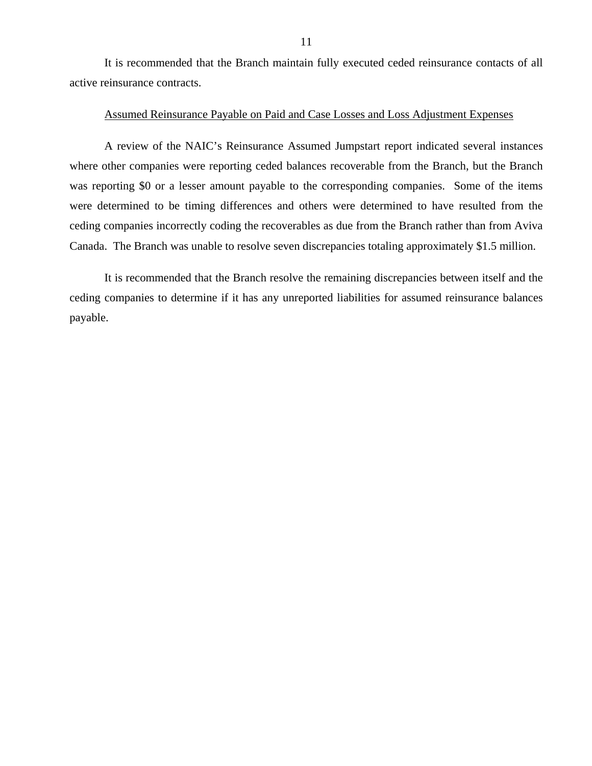It is recommended that the Branch maintain fully executed ceded reinsurance contacts of all active reinsurance contracts.

Assumed Reinsurance Payable on Paid and Case Losses and Loss Adjustment Expenses

A review of the NAIC's Reinsurance Assumed Jumpstart report indicated several instances where other companies were reporting ceded balances recoverable from the Branch, but the Branch was reporting $0 or a lesser amount payable to the corresponding companies. Some of the items were determined to be timing differences and others were determined to have resulted from the ceding companies incorrectly coding the recoverables as due from the Branch rather than from Aviva Canada. The Branch was unable to resolve seven discrepancies totaling approximately $1.5 million.

It is recommended that the Branch resolve the remaining discrepancies between itself and the ceding companies to determine if it has any unreported liabilities for assumed reinsurance balances payable.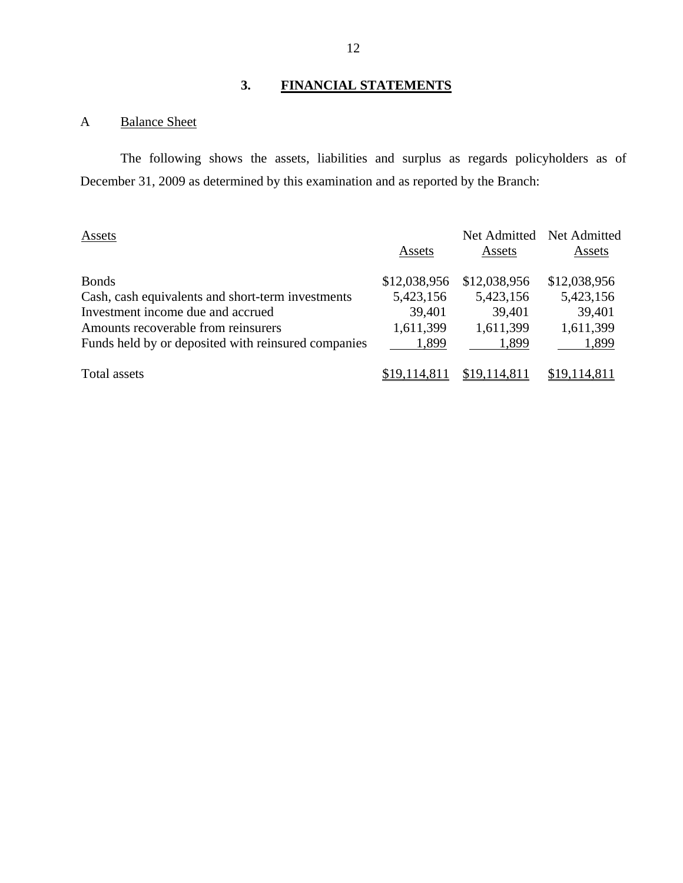## 3. FINANCIAL STATEMENTS

A Balance Sheet

The following shows the assets, liabilities and surplus as regards policyholders as of December 31, 2009 as determined by this examination and as reported by the Branch:

| Assets | Assets | Net Admitted Assets | Net Admitted Assets |
|---|---|---|---|
| Bonds | $12,038,956 | $12,038,956 | $12,038,956 |
| Cash, cash equivalents and short-term investments | 5,423,156 | 5,423,156 | 5,423,156 |
| Investment income due and accrued | 39,401 | 39,401 | 39,401 |
| Amounts recoverable from reinsurers | 1,611,399 | 1,611,399 | 1,611,399 |
| Funds held by or deposited with reinsured companies | 1,899 | 1,899 | 1,899 |
| Total assets | $19,114,811 | $19,114,811 | $19,114,811 |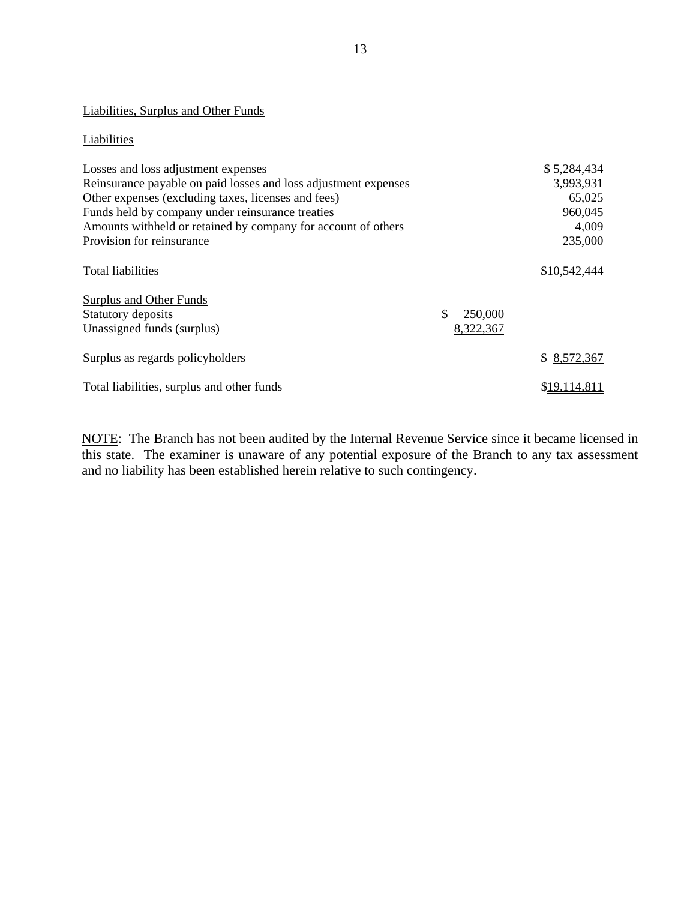Liabilities, Surplus and Other Funds

Liabilities

| | | |
|---|---|---|
| Losses and loss adjustment expenses | | $ 5,284,434 |
| Reinsurance payable on paid losses and loss adjustment expenses | | 3,993,931 |
| Other expenses (excluding taxes, licenses and fees) | | 65,025 |
| Funds held by company under reinsurance treaties | | 960,045 |
| Amounts withheld or retained by company for account of others | | 4,009 |
| Provision for reinsurance | | 235,000 |
| Total liabilities | | $10,542,444 |
| Surplus and Other Funds | | |
| Statutory deposits | $ 250,000 | |
| Unassigned funds (surplus) | 8,322,367 | |
| Surplus as regards policyholders | | $ 8,572,367 |
| Total liabilities, surplus and other funds | | $19,114,811 |

NOTE: The Branch has not been audited by the Internal Revenue Service since it became licensed in this state. The examiner is unaware of any potential exposure of the Branch to any tax assessment and no liability has been established herein relative to such contingency.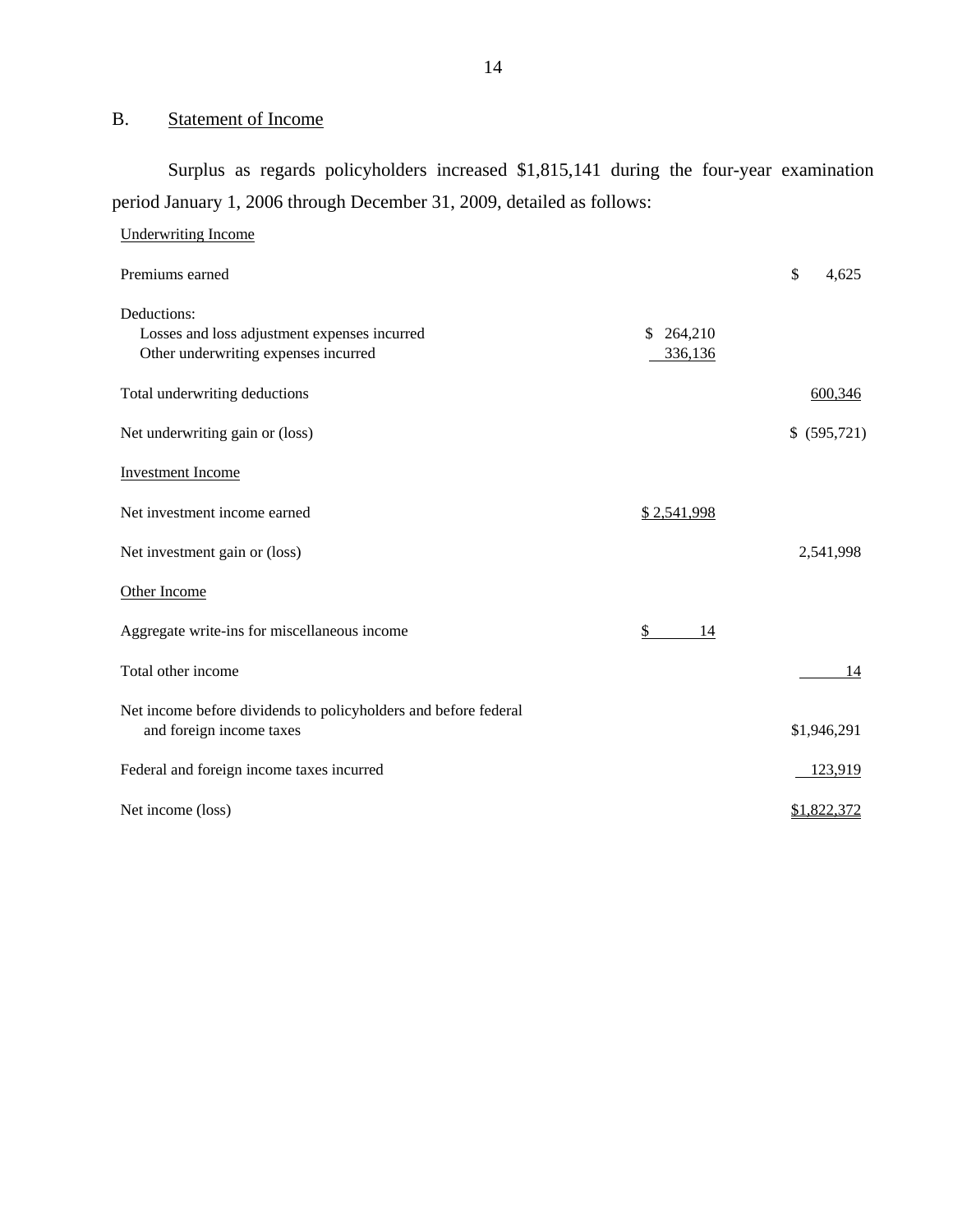## B. Statement of Income

Surplus as regards policyholders increased $1,815,141 during the four-year examination period January 1, 2006 through December 31, 2009, detailed as follows:

| | | |
|---|---|---|
| Underwriting Income | | |
| Premiums earned | | $ 4,625 |
| Deductions: | | |
| Losses and loss adjustment expenses incurred | $ 264,210 | |
| Other underwriting expenses incurred | 336,136 | |
| Total underwriting deductions | | 600,346 |
| Net underwriting gain or (loss) | | $ (595,721) |
| Investment Income | | |
| Net investment income earned | $ 2,541,998 | |
| Net investment gain or (loss) | | 2,541,998 |
| Other Income | | |
| Aggregate write-ins for miscellaneous income | $ 14 | |
| Total other income | | 14 |
| Net income before dividends to policyholders and before federal and foreign income taxes | | $1,946,291 |
| Federal and foreign income taxes incurred | | 123,919 |
| Net income (loss) | | $1,822,372 |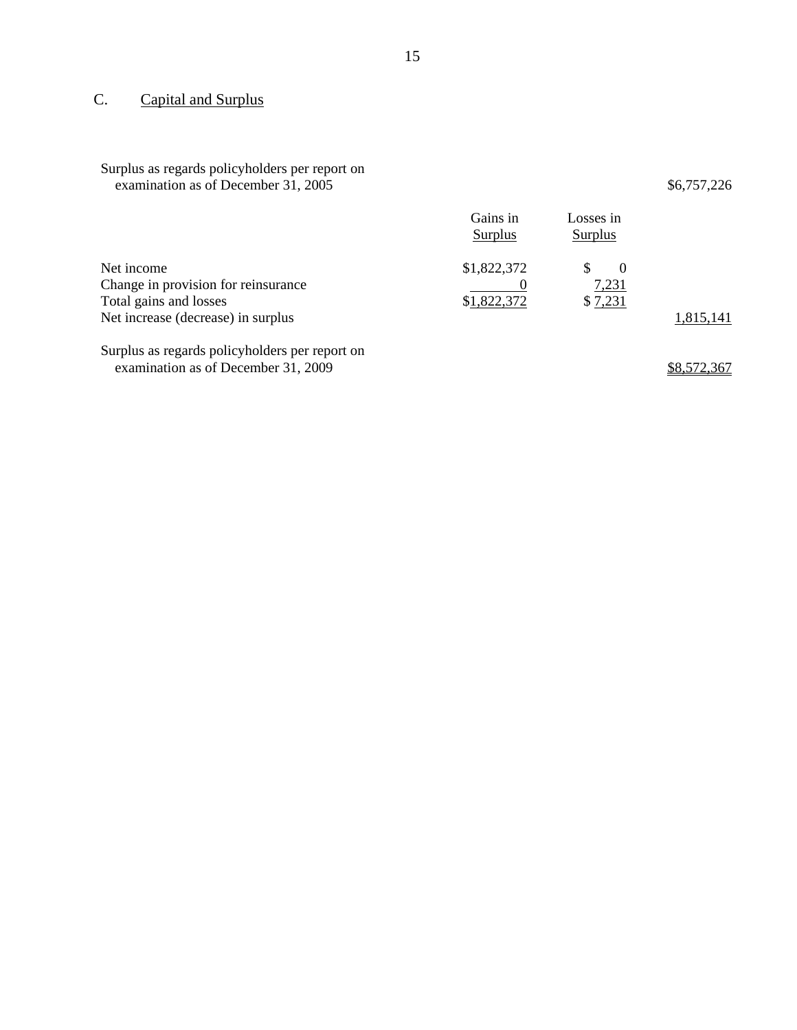## C. Capital and Surplus

| | Gains in Surplus | Losses in Surplus | |
|---|---|---|---|
| Surplus as regards policyholders per report on examination as of December 31, 2005 | | | $6,757,226 |
| Net income | $1,822,372 | $ 0 | |
| Change in provision for reinsurance | 0 | 7,231 | |
| Total gains and losses | $1,822,372 | $ 7,231 | |
| Net increase (decrease) in surplus | | | 1,815,141 |
| Surplus as regards policyholders per report on examination as of December 31, 2009 | | | $8,572,367 |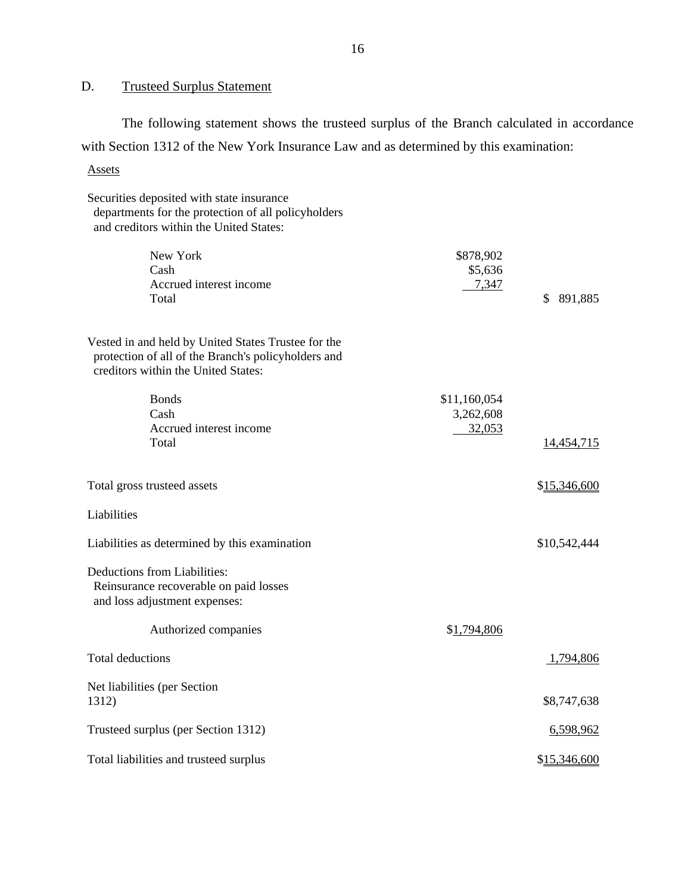## D. Trusteed Surplus Statement

The following statement shows the trusteed surplus of the Branch calculated in accordance with Section 1312 of the New York Insurance Law and as determined by this examination:

| | | |
|---|---:|---:|
| Assets | | |
| Securities deposited with state insurance departments for the protection of all policyholders and creditors within the United States: | | |
| New York | $878,902 | |
| Cash | $5,636 | |
| Accrued interest income | 7,347 | |
| Total | | $ 891,885 |
| Vested in and held by United States Trustee for the protection of all of the Branch's policyholders and creditors within the United States: | | |
| Bonds | $11,160,054 | |
| Cash | 3,262,608 | |
| Accrued interest income | 32,053 | |
| Total | | 14,454,715 |
| Total gross trusteed assets | | $15,346,600 |
| Liabilities | | |
| Liabilities as determined by this examination | | $10,542,444 |
| Deductions from Liabilities: Reinsurance recoverable on paid losses and loss adjustment expenses: | | |
| Authorized companies | $1,794,806 | |
| Total deductions | | 1,794,806 |
| Net liabilities (per Section 1312) | | $8,747,638 |
| Trusteed surplus (per Section 1312) | | 6,598,962 |
| Total liabilities and trusteed surplus | | $15,346,600 |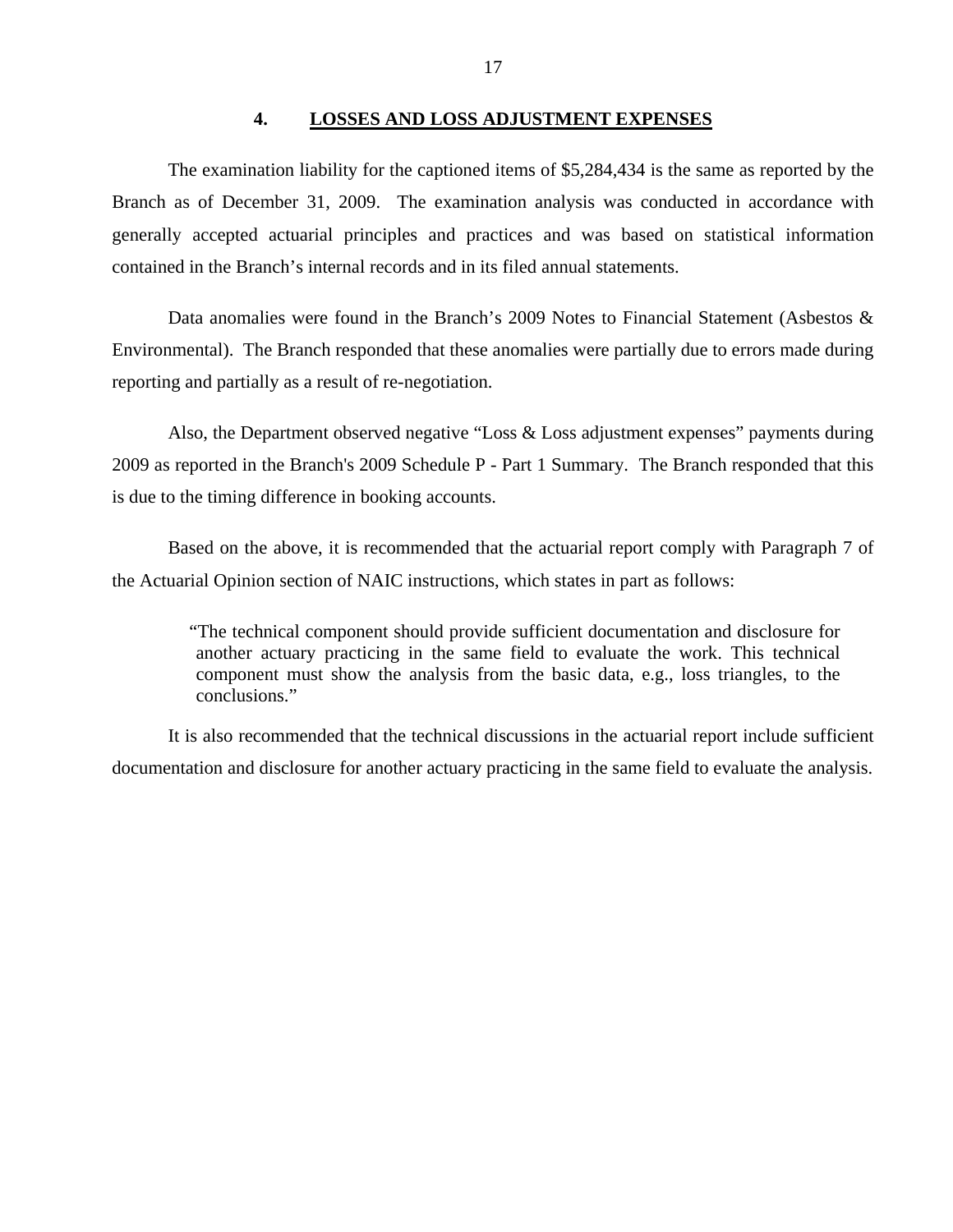## 4. LOSSES AND LOSS ADJUSTMENT EXPENSES

The examination liability for the captioned items of $5,284,434 is the same as reported by the Branch as of December 31, 2009. The examination analysis was conducted in accordance with generally accepted actuarial principles and practices and was based on statistical information contained in the Branch's internal records and in its filed annual statements.

Data anomalies were found in the Branch's 2009 Notes to Financial Statement (Asbestos & Environmental). The Branch responded that these anomalies were partially due to errors made during reporting and partially as a result of re-negotiation.

Also, the Department observed negative "Loss & Loss adjustment expenses" payments during 2009 as reported in the Branch's 2009 Schedule P - Part 1 Summary. The Branch responded that this is due to the timing difference in booking accounts.

Based on the above, it is recommended that the actuarial report comply with Paragraph 7 of the Actuarial Opinion section of NAIC instructions, which states in part as follows:

> "The technical component should provide sufficient documentation and disclosure for another actuary practicing in the same field to evaluate the work. This technical component must show the analysis from the basic data, e.g., loss triangles, to the conclusions."

It is also recommended that the technical discussions in the actuarial report include sufficient documentation and disclosure for another actuary practicing in the same field to evaluate the analysis.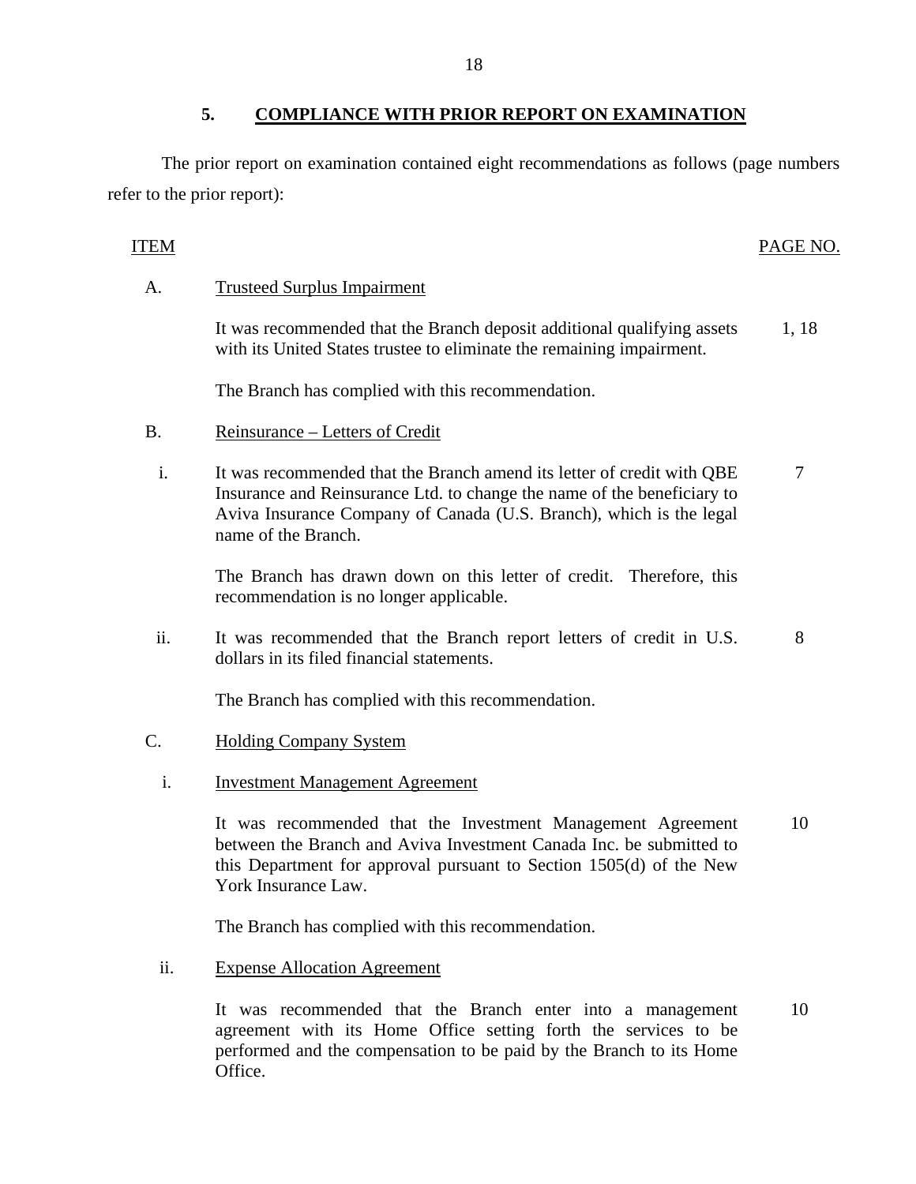## 5. COMPLIANCE WITH PRIOR REPORT ON EXAMINATION

The prior report on examination contained eight recommendations as follows (page numbers refer to the prior report):

| ITEM | | PAGE NO. |
|---|---|---|
| A. | Trusteed Surplus Impairment | |
| | It was recommended that the Branch deposit additional qualifying assets with its United States trustee to eliminate the remaining impairment. | 1, 18 |
| | The Branch has complied with this recommendation. | |
| B. | Reinsurance – Letters of Credit | |
| i. | It was recommended that the Branch amend its letter of credit with QBE Insurance and Reinsurance Ltd. to change the name of the beneficiary to Aviva Insurance Company of Canada (U.S. Branch), which is the legal name of the Branch. | 7 |
| | The Branch has drawn down on this letter of credit. Therefore, this recommendation is no longer applicable. | |
| ii. | It was recommended that the Branch report letters of credit in U.S. dollars in its filed financial statements. | 8 |
| | The Branch has complied with this recommendation. | |
| C. | Holding Company System | |
| i. | Investment Management Agreement | |
| | It was recommended that the Investment Management Agreement between the Branch and Aviva Investment Canada Inc. be submitted to this Department for approval pursuant to Section 1505(d) of the New York Insurance Law. | 10 |
| | The Branch has complied with this recommendation. | |
| ii. | Expense Allocation Agreement | |
| | It was recommended that the Branch enter into a management agreement with its Home Office setting forth the services to be performed and the compensation to be paid by the Branch to its Home Office. | 10 |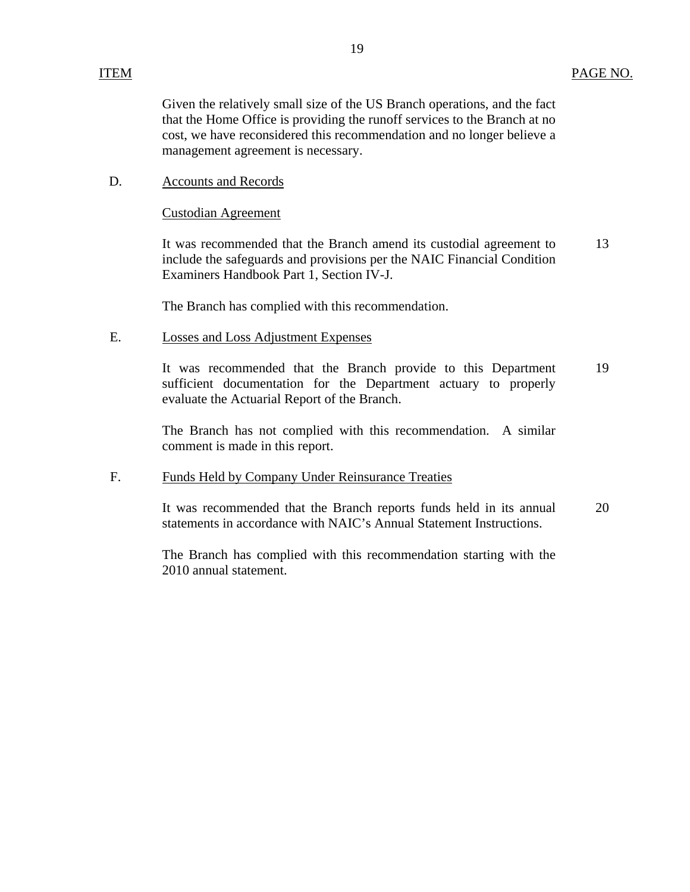| ITEM | | PAGE NO. |
|---|---|---|
| | Given the relatively small size of the US Branch operations, and the fact that the Home Office is providing the runoff services to the Branch at no cost, we have reconsidered this recommendation and no longer believe a management agreement is necessary. | |
| D. | Accounts and Records | |
| | Custodian Agreement | |
| | It was recommended that the Branch amend its custodial agreement to include the safeguards and provisions per the NAIC Financial Condition Examiners Handbook Part 1, Section IV-J. | 13 |
| | The Branch has complied with this recommendation. | |
| E. | Losses and Loss Adjustment Expenses | |
| | It was recommended that the Branch provide to this Department sufficient documentation for the Department actuary to properly evaluate the Actuarial Report of the Branch. | 19 |
| | The Branch has not complied with this recommendation. A similar comment is made in this report. | |
| F. | Funds Held by Company Under Reinsurance Treaties | |
| | It was recommended that the Branch reports funds held in its annual statements in accordance with NAIC's Annual Statement Instructions. | 20 |
| | The Branch has complied with this recommendation starting with the 2010 annual statement. | |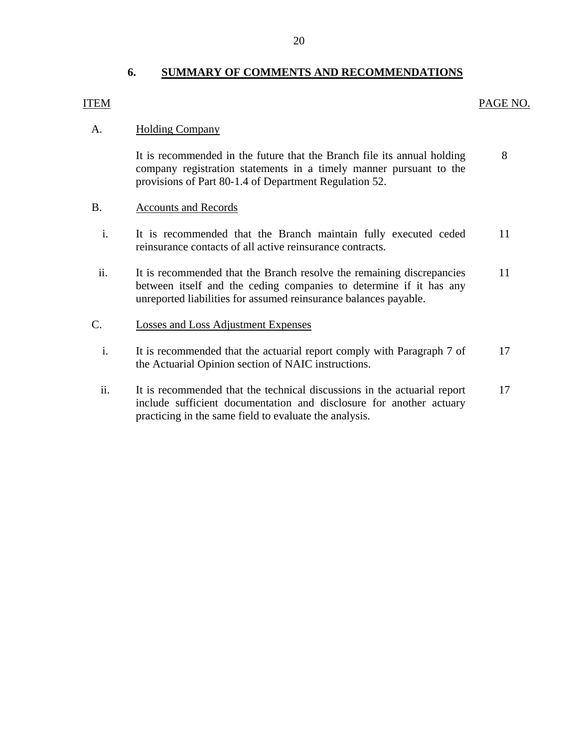## 6. SUMMARY OF COMMENTS AND RECOMMENDATIONS

| ITEM | | | PAGE NO. |
|---|---|---|---|
| A. | Holding Company | | |
| | | It is recommended in the future that the Branch file its annual holding company registration statements in a timely manner pursuant to the provisions of Part 80-1.4 of Department Regulation 52. | 8 |
| B. | Accounts and Records | | |
| | i. | It is recommended that the Branch maintain fully executed ceded reinsurance contacts of all active reinsurance contracts. | 11 |
| | ii. | It is recommended that the Branch resolve the remaining discrepancies between itself and the ceding companies to determine if it has any unreported liabilities for assumed reinsurance balances payable. | 11 |
| C. | Losses and Loss Adjustment Expenses | | |
| | i. | It is recommended that the actuarial report comply with Paragraph 7 of the Actuarial Opinion section of NAIC instructions. | 17 |
| | ii. | It is recommended that the technical discussions in the actuarial report include sufficient documentation and disclosure for another actuary practicing in the same field to evaluate the analysis. | 17 |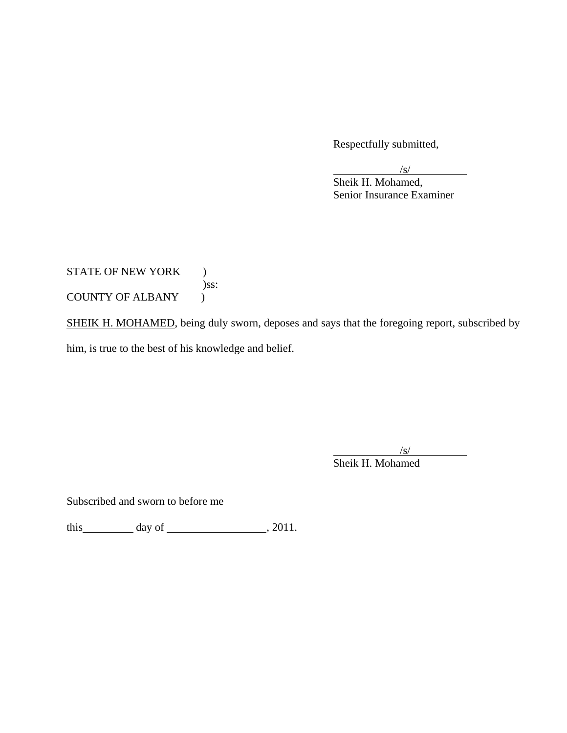Respectfully submitted,

/s/
Sheik H. Mohamed,
Senior Insurance Examiner

STATE OF NEW YORK )
)ss:
COUNTY OF ALBANY )

SHEIK H. MOHAMED, being duly sworn, deposes and says that the foregoing report, subscribed by him, is true to the best of his knowledge and belief.

/s/
Sheik H. Mohamed

Subscribed and sworn to before me

this_________ day of __________________, 2011.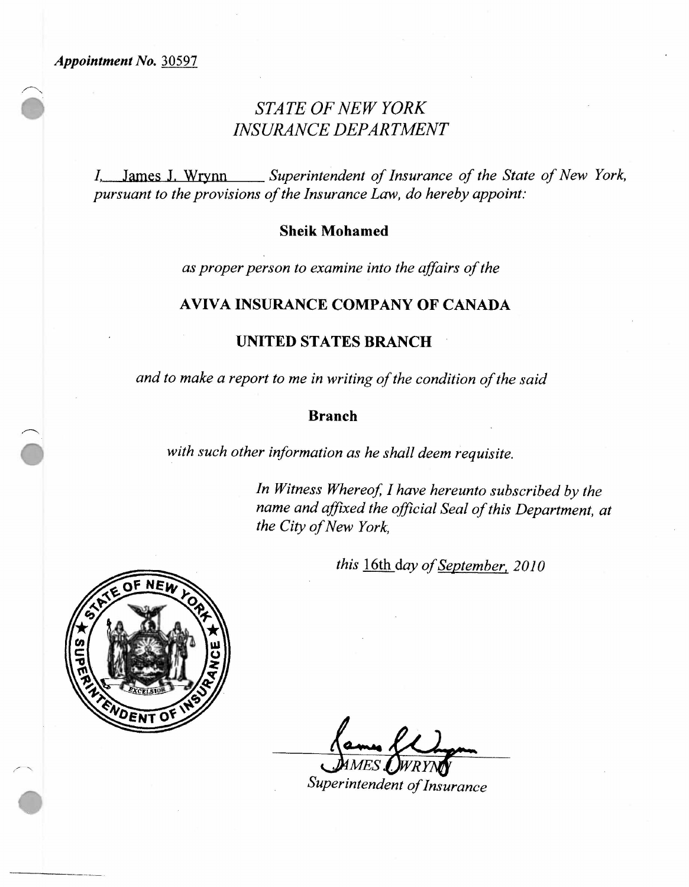*Appointment No.* 30597

## *STATE OF NEW YORK*
## *INSURANCE DEPARTMENT*

*I,* James J. Wrynn *Superintendent of Insurance of the State of New York, pursuant to the provisions of the Insurance Law, do hereby appoint:*

**Sheik Mohamed**

*as proper person to examine into the affairs of the*

**AVIVA INSURANCE COMPANY OF CANADA**

**UNITED STATES BRANCH**

*and to make a report to me in writing of the condition of the said*

**Branch**

*with such other information as he shall deem requisite.*

*In Witness Whereof, I have hereunto subscribed by the name and affixed the official Seal of this Department, at the City of New York,*

*this* 16th *day of* September, *2010*

STATE OF NEW YORK ★ SUPERINTENDENT OF INSURANCE ★ EXCELSIOR

*JAMES J. WRYNN*
*Superintendent of Insurance*